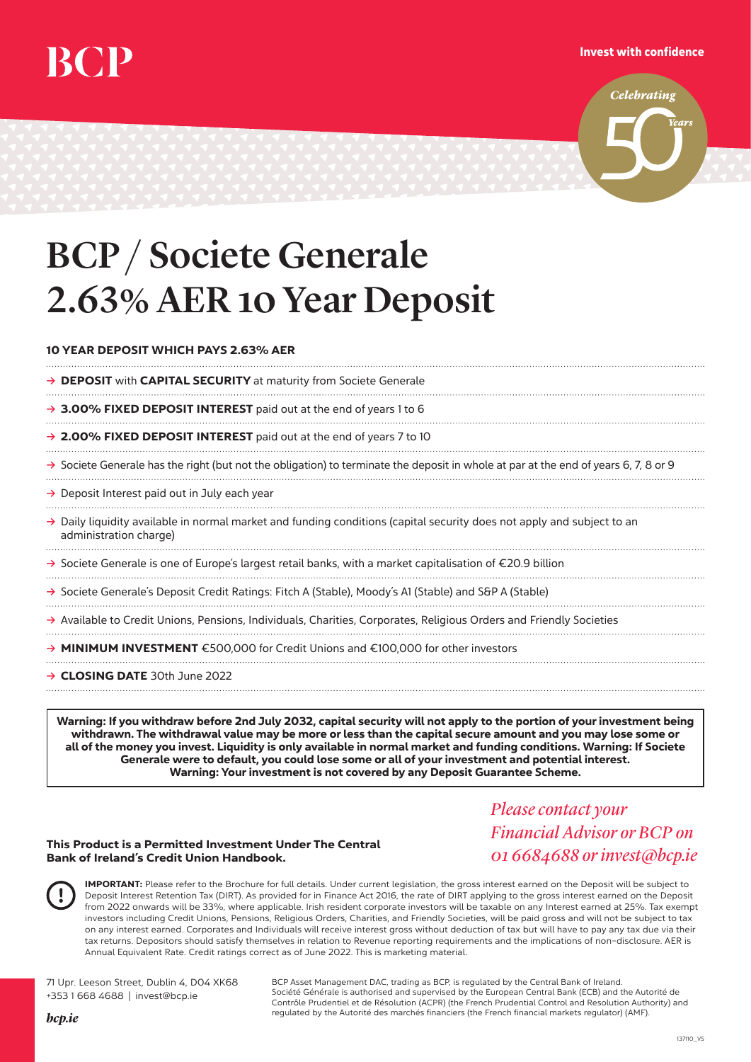BCP

**Invest with confidence**

*Celebrating 50 Years*

# BCP / Societe Generale 2.63% AER 10 Year Deposit

**10 YEAR DEPOSIT WHICH PAYS 2.63% AER**

- → **DEPOSIT** with **CAPITAL SECURITY** at maturity from Societe Generale
- → **3.00% FIXED DEPOSIT INTEREST** paid out at the end of years 1 to 6
- → **2.00% FIXED DEPOSIT INTEREST** paid out at the end of years 7 to 10
- → Societe Generale has the right (but not the obligation) to terminate the deposit in whole at par at the end of years 6, 7, 8 or 9
- → Deposit Interest paid out in July each year
- → Daily liquidity available in normal market and funding conditions (capital security does not apply and subject to an administration charge)
- → Societe Generale is one of Europe's largest retail banks, with a market capitalisation of €20.9 billion
- → Societe Generale's Deposit Credit Ratings: Fitch A (Stable), Moody's A1 (Stable) and S&P A (Stable)
- → Available to Credit Unions, Pensions, Individuals, Charities, Corporates, Religious Orders and Friendly Societies
- → **MINIMUM INVESTMENT** €500,000 for Credit Unions and €100,000 for other investors
- → **CLOSING DATE** 30th June 2022

**Warning: If you withdraw before 2nd July 2032, capital security will not apply to the portion of your investment being withdrawn. The withdrawal value may be more or less than the capital secure amount and you may lose some or all of the money you invest. Liquidity is only available in normal market and funding conditions. Warning: If Societe Generale were to default, you could lose some or all of your investment and potential interest. Warning: Your investment is not covered by any Deposit Guarantee Scheme.**

**This Product is a Permitted Investment Under The Central Bank of Ireland's Credit Union Handbook.**

*Please contact your Financial Advisor or BCP on 01 6684688 or invest@bcp.ie*

**IMPORTANT:** Please refer to the Brochure for full details. Under current legislation, the gross interest earned on the Deposit will be subject to Deposit Interest Retention Tax (DIRT). As provided for in Finance Act 2016, the rate of DIRT applying to the gross interest earned on the Deposit from 2022 onwards will be 33%, where applicable. Irish resident corporate investors will be taxable on any Interest earned at 25%. Tax exempt investors including Credit Unions, Pensions, Religious Orders, Charities, and Friendly Societies, will be paid gross and will not be subject to tax on any interest earned. Corporates and Individuals will receive interest gross without deduction of tax but will have to pay any tax due via their tax returns. Depositors should satisfy themselves in relation to Revenue reporting requirements and the implications of non-disclosure. AER is Annual Equivalent Rate. Credit ratings correct as of June 2022. This is marketing material.

71 Upr. Leeson Street, Dublin 4, D04 XK68
+353 1 668 4688 | invest@bcp.ie

*bcp.ie*

BCP Asset Management DAC, trading as BCP, is regulated by the Central Bank of Ireland.
Société Générale is authorised and supervised by the European Central Bank (ECB) and the Autorité de Contrôle Prudentiel et de Résolution (ACPR) (the French Prudential Control and Resolution Authority) and regulated by the Autorité des marchés financiers (the French financial markets regulator) (AMF).

137110_V5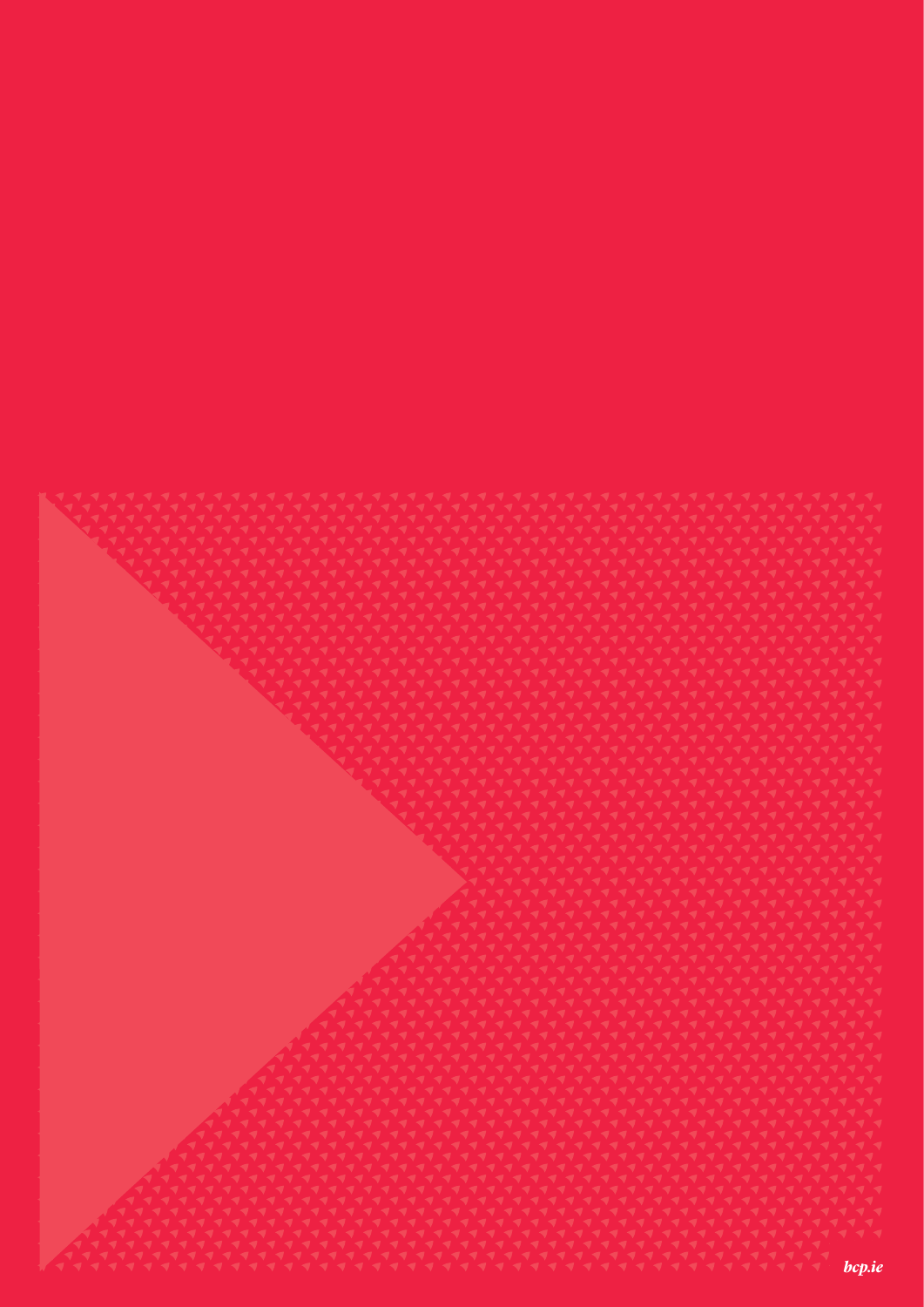bcp.ie